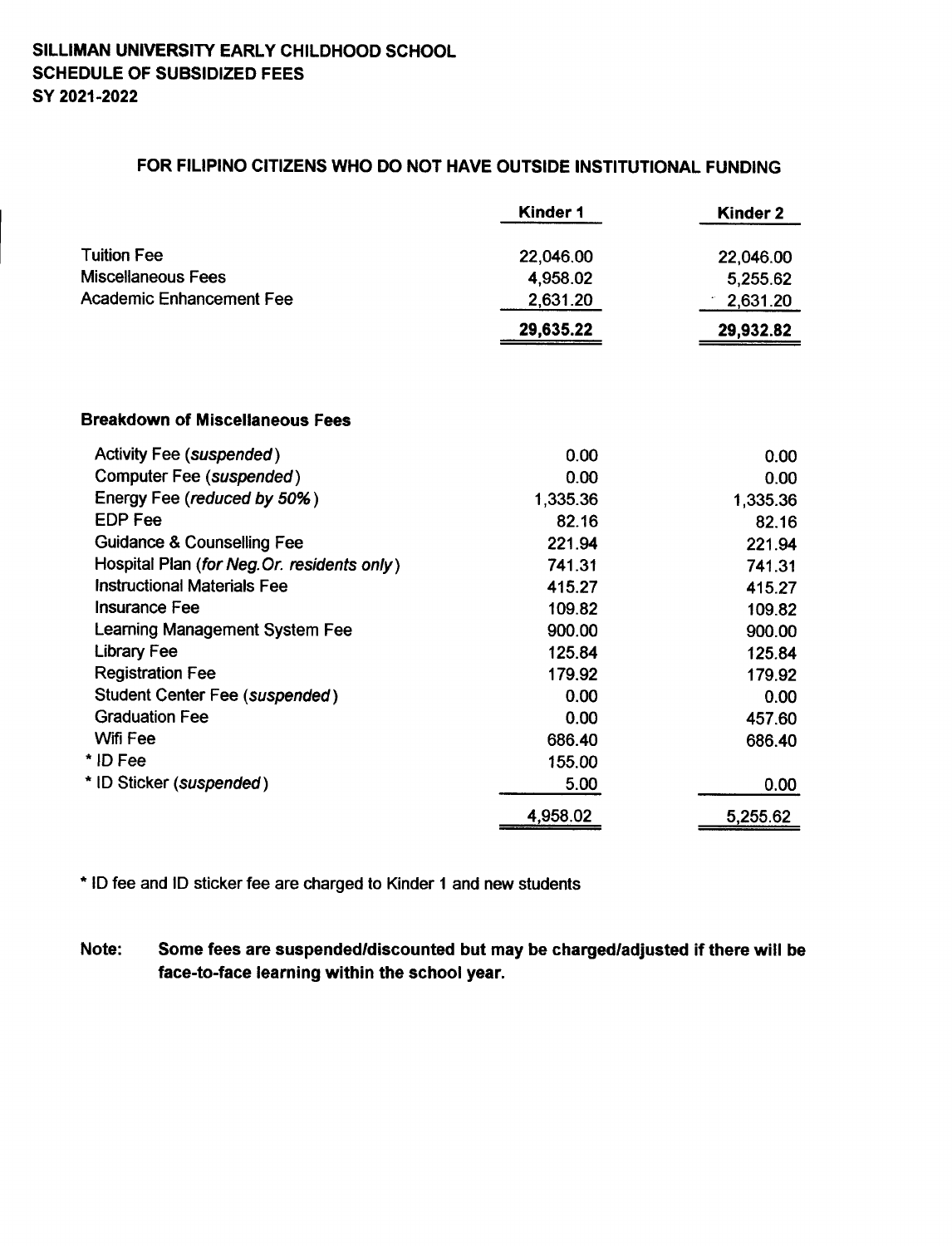**SILLIMAN UNIVERSITY EARLY CHILDHOOD SCHOOL**
**SCHEDULE OF SUBSIDIZED FEES**
**SY 2021-2022**

## FOR FILIPINO CITIZENS WHO DO NOT HAVE OUTSIDE INSTITUTIONAL FUNDING

| | Kinder 1 | Kinder 2 |
|---|---|---|
| Tuition Fee | 22,046.00 | 22,046.00 |
| Miscellaneous Fees | 4,958.02 | 5,255.62 |
| Academic Enhancement Fee | 2,631.20 | 2,631.20 |
| | 29,635.22 | 29,932.82 |

**Breakdown of Miscellaneous Fees**

| | Kinder 1 | Kinder 2 |
|---|---|---|
| Activity Fee (*suspended*) | 0.00 | 0.00 |
| Computer Fee (*suspended*) | 0.00 | 0.00 |
| Energy Fee (*reduced by 50%*) | 1,335.36 | 1,335.36 |
| EDP Fee | 82.16 | 82.16 |
| Guidance & Counselling Fee | 221.94 | 221.94 |
| Hospital Plan (*for Neg.Or. residents only*) | 741.31 | 741.31 |
| Instructional Materials Fee | 415.27 | 415.27 |
| Insurance Fee | 109.82 | 109.82 |
| Learning Management System Fee | 900.00 | 900.00 |
| Library Fee | 125.84 | 125.84 |
| Registration Fee | 179.92 | 179.92 |
| Student Center Fee (*suspended*) | 0.00 | 0.00 |
| Graduation Fee | 0.00 | 457.60 |
| Wifi Fee | 686.40 | 686.40 |
| * ID Fee | 155.00 | |
| * ID Sticker (*suspended*) | 5.00 | 0.00 |
| | 4,958.02 | 5,255.62 |

* ID fee and ID sticker fee are charged to Kinder 1 and new students

**Note: Some fees are suspended/discounted but may be charged/adjusted if there will be face-to-face learning within the school year.**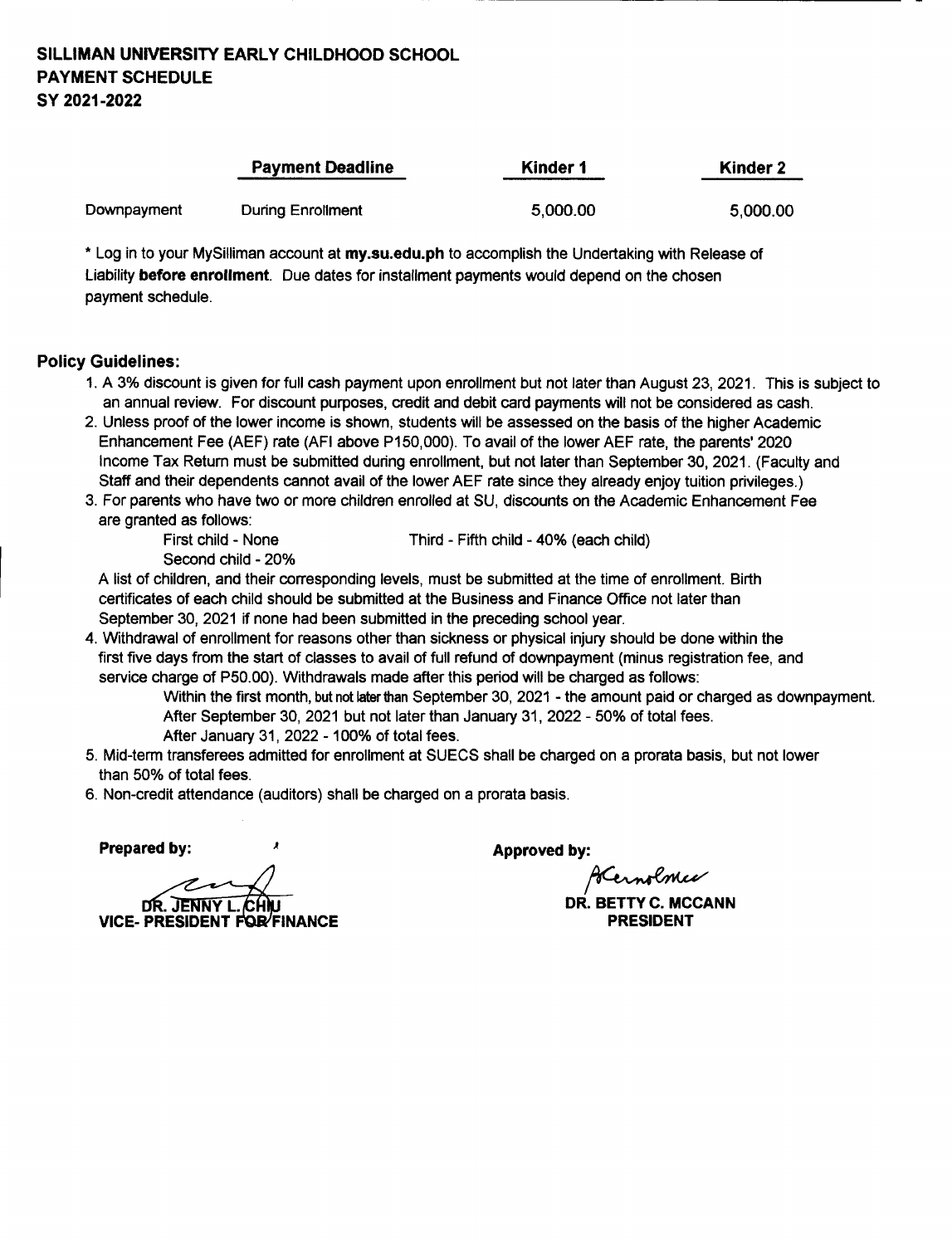**SILLIMAN UNIVERSITY EARLY CHILDHOOD SCHOOL**
**PAYMENT SCHEDULE**
**SY 2021-2022**

| | Payment Deadline | Kinder 1 | Kinder 2 |
|---|---|---|---|
| Downpayment | During Enrollment | 5,000.00 | 5,000.00 |

* Log in to your MySilliman account at **my.su.edu.ph** to accomplish the Undertaking with Release of Liability **before enrollment**. Due dates for installment payments would depend on the chosen payment schedule.

**Policy Guidelines:**

1. A 3% discount is given for full cash payment upon enrollment but not later than August 23, 2021. This is subject to an annual review. For discount purposes, credit and debit card payments will not be considered as cash.
2. Unless proof of the lower income is shown, students will be assessed on the basis of the higher Academic Enhancement Fee (AEF) rate (AFI above P150,000). To avail of the lower AEF rate, the parents' 2020 Income Tax Return must be submitted during enrollment, but not later than September 30, 2021. (Faculty and Staff and their dependents cannot avail of the lower AEF rate since they already enjoy tuition privileges.)
3. For parents who have two or more children enrolled at SU, discounts on the Academic Enhancement Fee are granted as follows:

   First child - None
   Second child - 20%
   Third - Fifth child - 40% (each child)

   A list of children, and their corresponding levels, must be submitted at the time of enrollment. Birth certificates of each child should be submitted at the Business and Finance Office not later than September 30, 2021 if none had been submitted in the preceding school year.
4. Withdrawal of enrollment for reasons other than sickness or physical injury should be done within the first five days from the start of classes to avail of full refund of downpayment (minus registration fee, and service charge of P50.00). Withdrawals made after this period will be charged as follows:

   Within the first month, but not later than September 30, 2021 - the amount paid or charged as downpayment.
   After September 30, 2021 but not later than January 31, 2022 - 50% of total fees.
   After January 31, 2022 - 100% of total fees.
5. Mid-term transferees admitted for enrollment at SUECS shall be charged on a prorata basis, but not lower than 50% of total fees.
6. Non-credit attendance (auditors) shall be charged on a prorata basis.

**Prepared by:**

DR. JENNY L. CHIU
VICE- PRESIDENT FOR FINANCE

**Approved by:**

DR. BETTY C. MCCANN
PRESIDENT